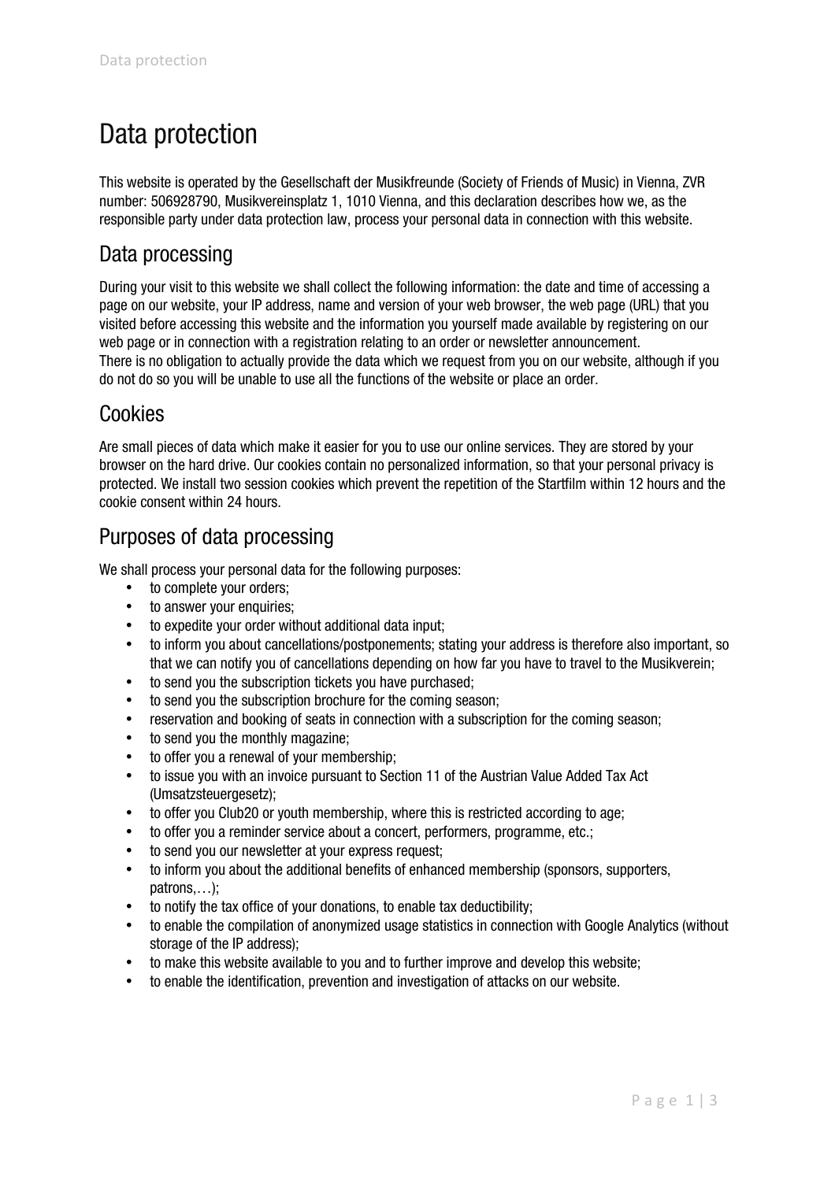# Data protection

This website is operated by the Gesellschaft der Musikfreunde (Society of Friends of Music) in Vienna, ZVR number: 506928790, Musikvereinsplatz 1, 1010 Vienna, and this declaration describes how we, as the responsible party under data protection law, process your personal data in connection with this website.

## Data processing

During your visit to this website we shall collect the following information: the date and time of accessing a page on our website, your IP address, name and version of your web browser, the web page (URL) that you visited before accessing this website and the information you yourself made available by registering on our web page or in connection with a registration relating to an order or newsletter announcement.
There is no obligation to actually provide the data which we request from you on our website, although if you do not do so you will be unable to use all the functions of the website or place an order.

## Cookies

Are small pieces of data which make it easier for you to use our online services. They are stored by your browser on the hard drive. Our cookies contain no personalized information, so that your personal privacy is protected. We install two session cookies which prevent the repetition of the Startfilm within 12 hours and the cookie consent within 24 hours.

## Purposes of data processing

We shall process your personal data for the following purposes:

- to complete your orders;
- to answer your enquiries;
- to expedite your order without additional data input;
- to inform you about cancellations/postponements; stating your address is therefore also important, so that we can notify you of cancellations depending on how far you have to travel to the Musikverein;
- to send you the subscription tickets you have purchased;
- to send you the subscription brochure for the coming season;
- reservation and booking of seats in connection with a subscription for the coming season;
- to send you the monthly magazine;
- to offer you a renewal of your membership;
- to issue you with an invoice pursuant to Section 11 of the Austrian Value Added Tax Act (Umsatzsteuergesetz);
- to offer you Club20 or youth membership, where this is restricted according to age;
- to offer you a reminder service about a concert, performers, programme, etc.;
- to send you our newsletter at your express request;
- to inform you about the additional benefits of enhanced membership (sponsors, supporters, patrons,…);
- to notify the tax office of your donations, to enable tax deductibility;
- to enable the compilation of anonymized usage statistics in connection with Google Analytics (without storage of the IP address);
- to make this website available to you and to further improve and develop this website;
- to enable the identification, prevention and investigation of attacks on our website.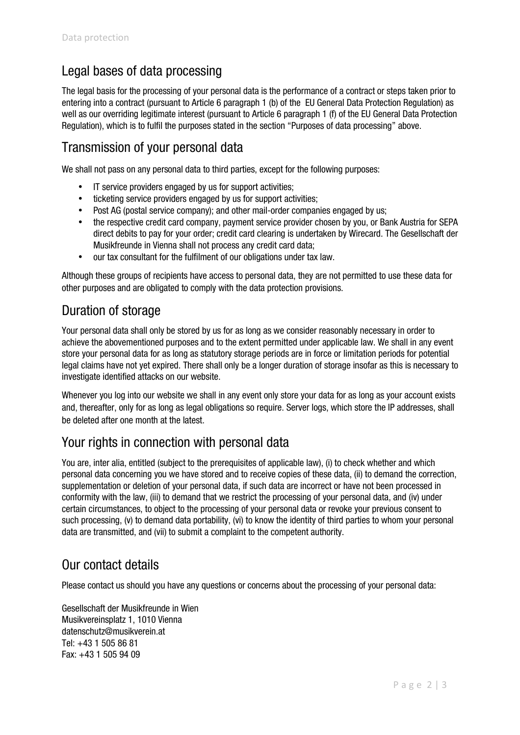## Legal bases of data processing

The legal basis for the processing of your personal data is the performance of a contract or steps taken prior to entering into a contract (pursuant to Article 6 paragraph 1 (b) of the EU General Data Protection Regulation) as well as our overriding legitimate interest (pursuant to Article 6 paragraph 1 (f) of the EU General Data Protection Regulation), which is to fulfil the purposes stated in the section "Purposes of data processing" above.

## Transmission of your personal data

We shall not pass on any personal data to third parties, except for the following purposes:

- IT service providers engaged by us for support activities;
- ticketing service providers engaged by us for support activities;
- Post AG (postal service company); and other mail-order companies engaged by us;
- the respective credit card company, payment service provider chosen by you, or Bank Austria for SEPA direct debits to pay for your order; credit card clearing is undertaken by Wirecard. The Gesellschaft der Musikfreunde in Vienna shall not process any credit card data;
- our tax consultant for the fulfilment of our obligations under tax law.

Although these groups of recipients have access to personal data, they are not permitted to use these data for other purposes and are obligated to comply with the data protection provisions.

## Duration of storage

Your personal data shall only be stored by us for as long as we consider reasonably necessary in order to achieve the abovementioned purposes and to the extent permitted under applicable law. We shall in any event store your personal data for as long as statutory storage periods are in force or limitation periods for potential legal claims have not yet expired. There shall only be a longer duration of storage insofar as this is necessary to investigate identified attacks on our website.

Whenever you log into our website we shall in any event only store your data for as long as your account exists and, thereafter, only for as long as legal obligations so require. Server logs, which store the IP addresses, shall be deleted after one month at the latest.

## Your rights in connection with personal data

You are, inter alia, entitled (subject to the prerequisites of applicable law), (i) to check whether and which personal data concerning you we have stored and to receive copies of these data, (ii) to demand the correction, supplementation or deletion of your personal data, if such data are incorrect or have not been processed in conformity with the law, (iii) to demand that we restrict the processing of your personal data, and (iv) under certain circumstances, to object to the processing of your personal data or revoke your previous consent to such processing, (v) to demand data portability, (vi) to know the identity of third parties to whom your personal data are transmitted, and (vii) to submit a complaint to the competent authority.

## Our contact details

Please contact us should you have any questions or concerns about the processing of your personal data:

Gesellschaft der Musikfreunde in Wien
Musikvereinsplatz 1, 1010 Vienna
datenschutz@musikverein.at
Tel: +43 1 505 86 81
Fax: +43 1 505 94 09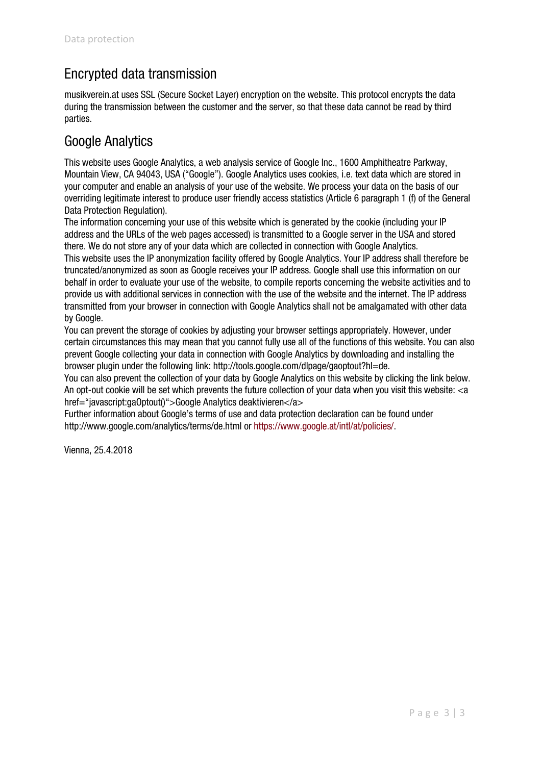## Encrypted data transmission

musikverein.at uses SSL (Secure Socket Layer) encryption on the website. This protocol encrypts the data during the transmission between the customer and the server, so that these data cannot be read by third parties.

## Google Analytics

This website uses Google Analytics, a web analysis service of Google Inc., 1600 Amphitheatre Parkway, Mountain View, CA 94043, USA ("Google"). Google Analytics uses cookies, i.e. text data which are stored in your computer and enable an analysis of your use of the website. We process your data on the basis of our overriding legitimate interest to produce user friendly access statistics (Article 6 paragraph 1 (f) of the General Data Protection Regulation).

The information concerning your use of this website which is generated by the cookie (including your IP address and the URLs of the web pages accessed) is transmitted to a Google server in the USA and stored there. We do not store any of your data which are collected in connection with Google Analytics.

This website uses the IP anonymization facility offered by Google Analytics. Your IP address shall therefore be truncated/anonymized as soon as Google receives your IP address. Google shall use this information on our behalf in order to evaluate your use of the website, to compile reports concerning the website activities and to provide us with additional services in connection with the use of the website and the internet. The IP address transmitted from your browser in connection with Google Analytics shall not be amalgamated with other data by Google.

You can prevent the storage of cookies by adjusting your browser settings appropriately. However, under certain circumstances this may mean that you cannot fully use all of the functions of this website. You can also prevent Google collecting your data in connection with Google Analytics by downloading and installing the browser plugin under the following link: http://tools.google.com/dlpage/gaoptout?hl=de.

You can also prevent the collection of your data by Google Analytics on this website by clicking the link below. An opt-out cookie will be set which prevents the future collection of your data when you visit this website: <a href="javascript:gaOptout()">Google Analytics deaktivieren</a>

Further information about Google's terms of use and data protection declaration can be found under http://www.google.com/analytics/terms/de.html or https://www.google.at/intl/at/policies/.

Vienna, 25.4.2018